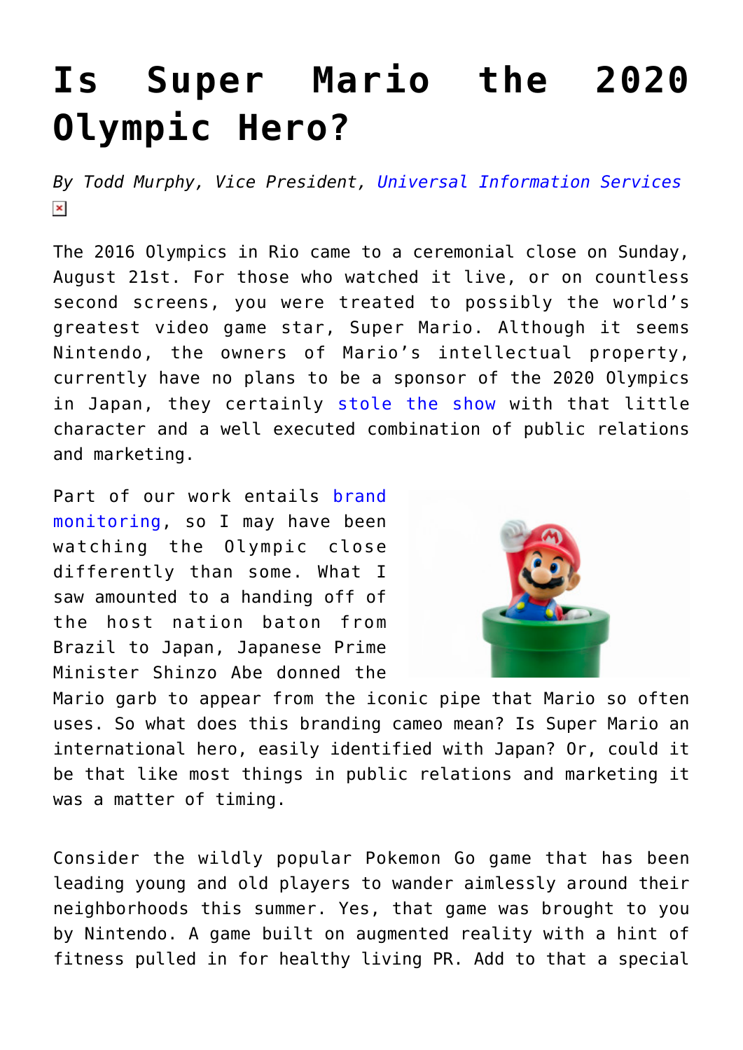# Is Super Mario the 2020 Olympic Hero?

*By Todd Murphy, Vice President, Universal Information Services*

The 2016 Olympics in Rio came to a ceremonial close on Sunday, August 21st. For those who watched it live, or on countless second screens, you were treated to possibly the world's greatest video game star, Super Mario. Although it seems Nintendo, the owners of Mario's intellectual property, currently have no plans to be a sponsor of the 2020 Olympics in Japan, they certainly stole the show with that little character and a well executed combination of public relations and marketing.

Part of our work entails brand monitoring, so I may have been watching the Olympic close differently than some. What I saw amounted to a handing off of the host nation baton from Brazil to Japan, Japanese Prime Minister Shinzo Abe donned the Mario garb to appear from the iconic pipe that Mario so often uses. So what does this branding cameo mean? Is Super Mario an international hero, easily identified with Japan? Or, could it be that like most things in public relations and marketing it was a matter of timing.

Consider the wildly popular Pokemon Go game that has been leading young and old players to wander aimlessly around their neighborhoods this summer. Yes, that game was brought to you by Nintendo. A game built on augmented reality with a hint of fitness pulled in for healthy living PR. Add to that a special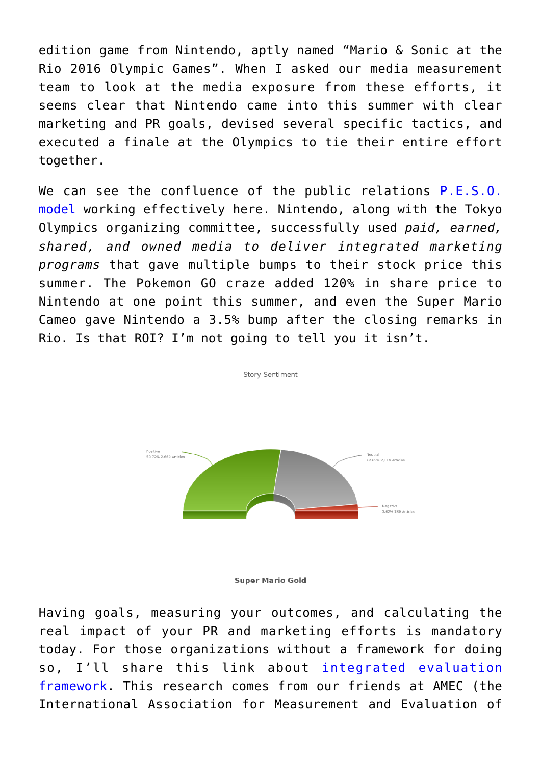edition game from Nintendo, aptly named "Mario & Sonic at the Rio 2016 Olympic Games". When I asked our media measurement team to look at the media exposure from these efforts, it seems clear that Nintendo came into this summer with clear marketing and PR goals, devised several specific tactics, and executed a finale at the Olympics to tie their entire effort together.

We can see the confluence of the public relations P.E.S.O. model working effectively here. Nintendo, along with the Tokyo Olympics organizing committee, successfully used *paid, earned, shared, and owned media to deliver integrated marketing programs* that gave multiple bumps to their stock price this summer. The Pokemon GO craze added 120% in share price to Nintendo at one point this summer, and even the Super Mario Cameo gave Nintendo a 3.5% bump after the closing remarks in Rio. Is that ROI? I'm not going to tell you it isn't.

Story Sentiment

Positive 53.72% 2,669 Articles

Neutral 42.65% 2,119 Articles

Negative 3.62% 180 Articles

**Super Mario Gold**

Having goals, measuring your outcomes, and calculating the real impact of your PR and marketing efforts is mandatory today. For those organizations without a framework for doing so, I'll share this link about integrated evaluation framework. This research comes from our friends at AMEC (the International Association for Measurement and Evaluation of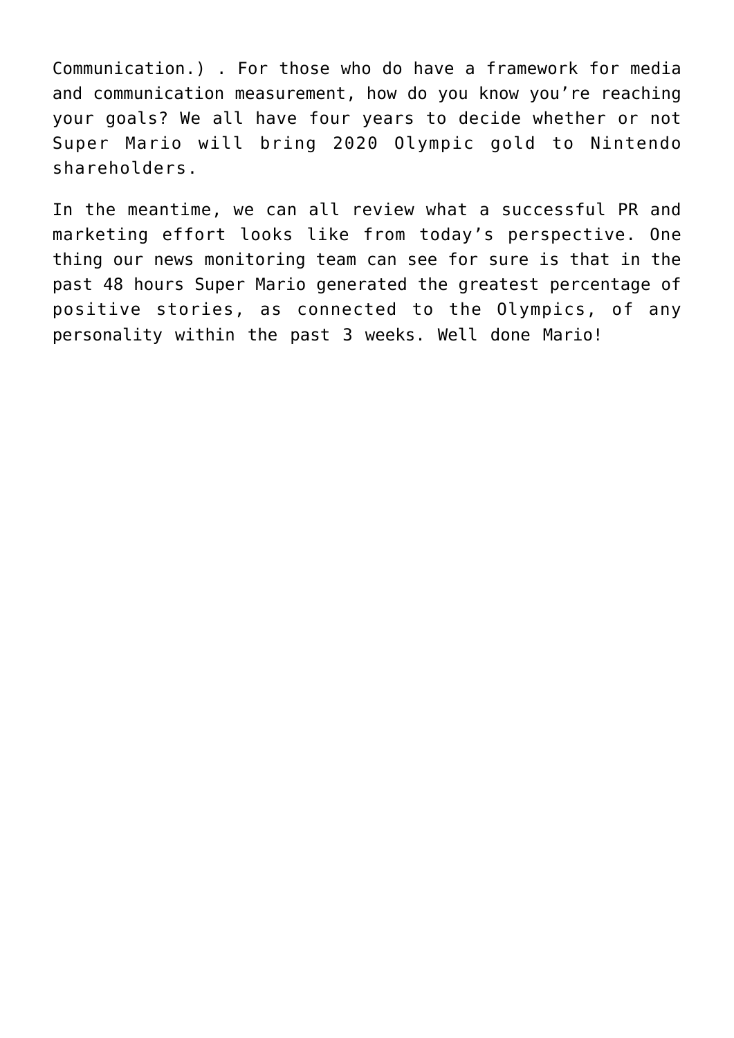Communication.) . For those who do have a framework for media and communication measurement, how do you know you're reaching your goals? We all have four years to decide whether or not Super Mario will bring 2020 Olympic gold to Nintendo shareholders.

In the meantime, we can all review what a successful PR and marketing effort looks like from today's perspective. One thing our news monitoring team can see for sure is that in the past 48 hours Super Mario generated the greatest percentage of positive stories, as connected to the Olympics, of any personality within the past 3 weeks. Well done Mario!